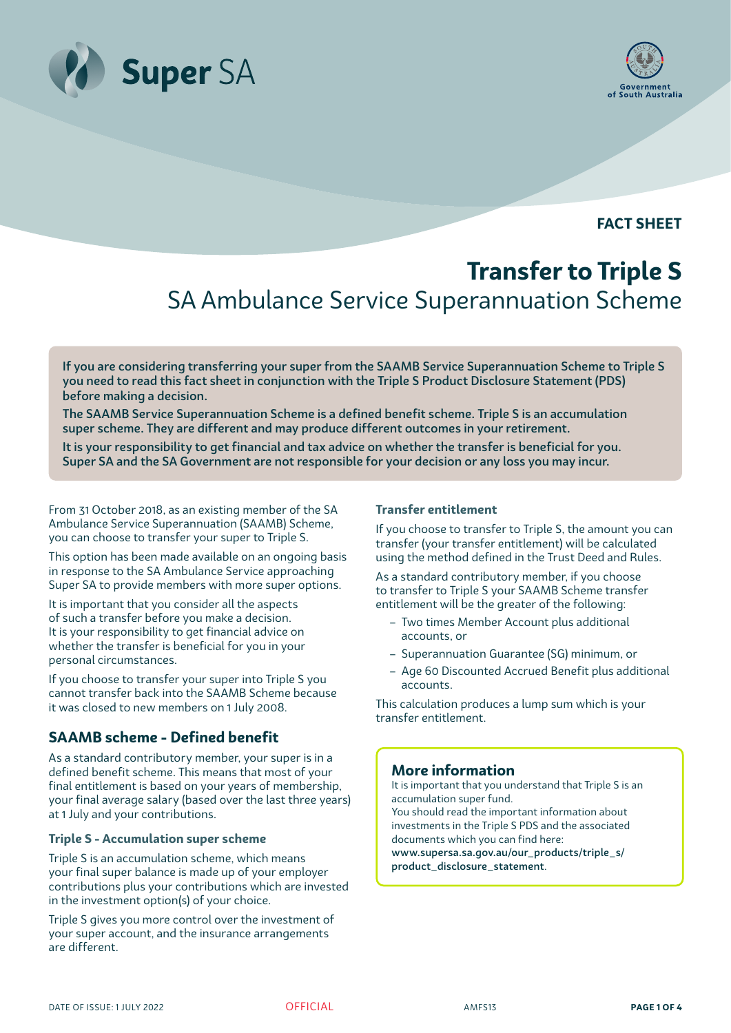FACT SHEET

# Transfer to Triple S

## SA Ambulance Service Superannuation Scheme

**If you are considering transferring your super from the SAAMB Service Superannuation Scheme to Triple S you need to read this fact sheet in conjunction with the Triple S Product Disclosure Statement (PDS) before making a decision.**

**The SAAMB Service Superannuation Scheme is a defined benefit scheme. Triple S is an accumulation super scheme. They are different and may produce different outcomes in your retirement.**

**It is your responsibility to get financial and tax advice on whether the transfer is beneficial for you. Super SA and the SA Government are not responsible for your decision or any loss you may incur.**

From 31 October 2018, as an existing member of the SA Ambulance Service Superannuation (SAAMB) Scheme, you can choose to transfer your super to Triple S.

This option has been made available on an ongoing basis in response to the SA Ambulance Service approaching Super SA to provide members with more super options.

It is important that you consider all the aspects of such a transfer before you make a decision. It is your responsibility to get financial advice on whether the transfer is beneficial for you in your personal circumstances.

If you choose to transfer your super into Triple S you cannot transfer back into the SAAMB Scheme because it was closed to new members on 1 July 2008.

## SAAMB scheme - Defined benefit

As a standard contributory member, your super is in a defined benefit scheme. This means that most of your final entitlement is based on your years of membership, your final average salary (based over the last three years) at 1 July and your contributions.

### Triple S - Accumulation super scheme

Triple S is an accumulation scheme, which means your final super balance is made up of your employer contributions plus your contributions which are invested in the investment option(s) of your choice.

Triple S gives you more control over the investment of your super account, and the insurance arrangements are different.

### Transfer entitlement

If you choose to transfer to Triple S, the amount you can transfer (your transfer entitlement) will be calculated using the method defined in the Trust Deed and Rules.

As a standard contributory member, if you choose to transfer to Triple S your SAAMB Scheme transfer entitlement will be the greater of the following:

- Two times Member Account plus additional accounts, or
- Superannuation Guarantee (SG) minimum, or
- Age 60 Discounted Accrued Benefit plus additional accounts.

This calculation produces a lump sum which is your transfer entitlement.

## More information

It is important that you understand that Triple S is an accumulation super fund.

You should read the important information about investments in the Triple S PDS and the associated documents which you can find here: **www.supersa.sa.gov.au/our_products/triple_s/product_disclosure_statement**.

DATE OF ISSUE: 1 JULY 2022 OFFICIAL AMFS13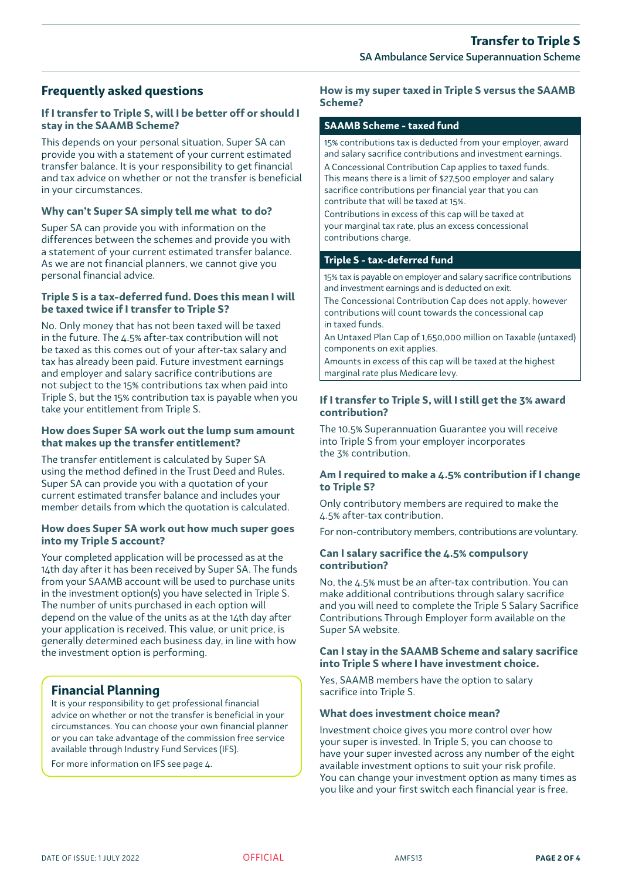## Frequently asked questions

### If I transfer to Triple S, will I be better off or should I stay in the SAAMB Scheme?

This depends on your personal situation. Super SA can provide you with a statement of your current estimated transfer balance. It is your responsibility to get financial and tax advice on whether or not the transfer is beneficial in your circumstances.

### Why can't Super SA simply tell me what to do?

Super SA can provide you with information on the differences between the schemes and provide you with a statement of your current estimated transfer balance. As we are not financial planners, we cannot give you personal financial advice.

### Triple S is a tax-deferred fund. Does this mean I will be taxed twice if I transfer to Triple S?

No. Only money that has not been taxed will be taxed in the future. The 4.5% after-tax contribution will not be taxed as this comes out of your after-tax salary and tax has already been paid. Future investment earnings and employer and salary sacrifice contributions are not subject to the 15% contributions tax when paid into Triple S, but the 15% contribution tax is payable when you take your entitlement from Triple S.

### How does Super SA work out the lump sum amount that makes up the transfer entitlement?

The transfer entitlement is calculated by Super SA using the method defined in the Trust Deed and Rules. Super SA can provide you with a quotation of your current estimated transfer balance and includes your member details from which the quotation is calculated.

### How does Super SA work out how much super goes into my Triple S account?

Your completed application will be processed as at the 14th day after it has been received by Super SA. The funds from your SAAMB account will be used to purchase units in the investment option(s) you have selected in Triple S. The number of units purchased in each option will depend on the value of the units as at the 14th day after your application is received. This value, or unit price, is generally determined each business day, in line with how the investment option is performing.

### Financial Planning

It is your responsibility to get professional financial advice on whether or not the transfer is beneficial in your circumstances. You can choose your own financial planner or you can take advantage of the commission free service available through Industry Fund Services (IFS).

For more information on IFS see page 4.

### How is my super taxed in Triple S versus the SAAMB Scheme?

**SAAMB Scheme - taxed fund**

15% contributions tax is deducted from your employer, award and salary sacrifice contributions and investment earnings.

A Concessional Contribution Cap applies to taxed funds. This means there is a limit of $27,500 employer and salary sacrifice contributions per financial year that you can contribute that will be taxed at 15%.

Contributions in excess of this cap will be taxed at your marginal tax rate, plus an excess concessional contributions charge.

**Triple S - tax-deferred fund**

15% tax is payable on employer and salary sacrifice contributions and investment earnings and is deducted on exit.

The Concessional Contribution Cap does not apply, however contributions will count towards the concessional cap in taxed funds.

An Untaxed Plan Cap of 1,650,000 million on Taxable (untaxed) components on exit applies.

Amounts in excess of this cap will be taxed at the highest marginal rate plus Medicare levy.

### If I transfer to Triple S, will I still get the 3% award contribution?

The 10.5% Superannuation Guarantee you will receive into Triple S from your employer incorporates the 3% contribution.

### Am I required to make a 4.5% contribution if I change to Triple S?

Only contributory members are required to make the 4.5% after-tax contribution.

For non-contributory members, contributions are voluntary.

### Can I salary sacrifice the 4.5% compulsory contribution?

No, the 4.5% must be an after-tax contribution. You can make additional contributions through salary sacrifice and you will need to complete the Triple S Salary Sacrifice Contributions Through Employer form available on the Super SA website.

### Can I stay in the SAAMB Scheme and salary sacrifice into Triple S where I have investment choice.

Yes, SAAMB members have the option to salary sacrifice into Triple S.

### What does investment choice mean?

Investment choice gives you more control over how your super is invested. In Triple S, you can choose to have your super invested across any number of the eight available investment options to suit your risk profile. You can change your investment option as many times as you like and your first switch each financial year is free.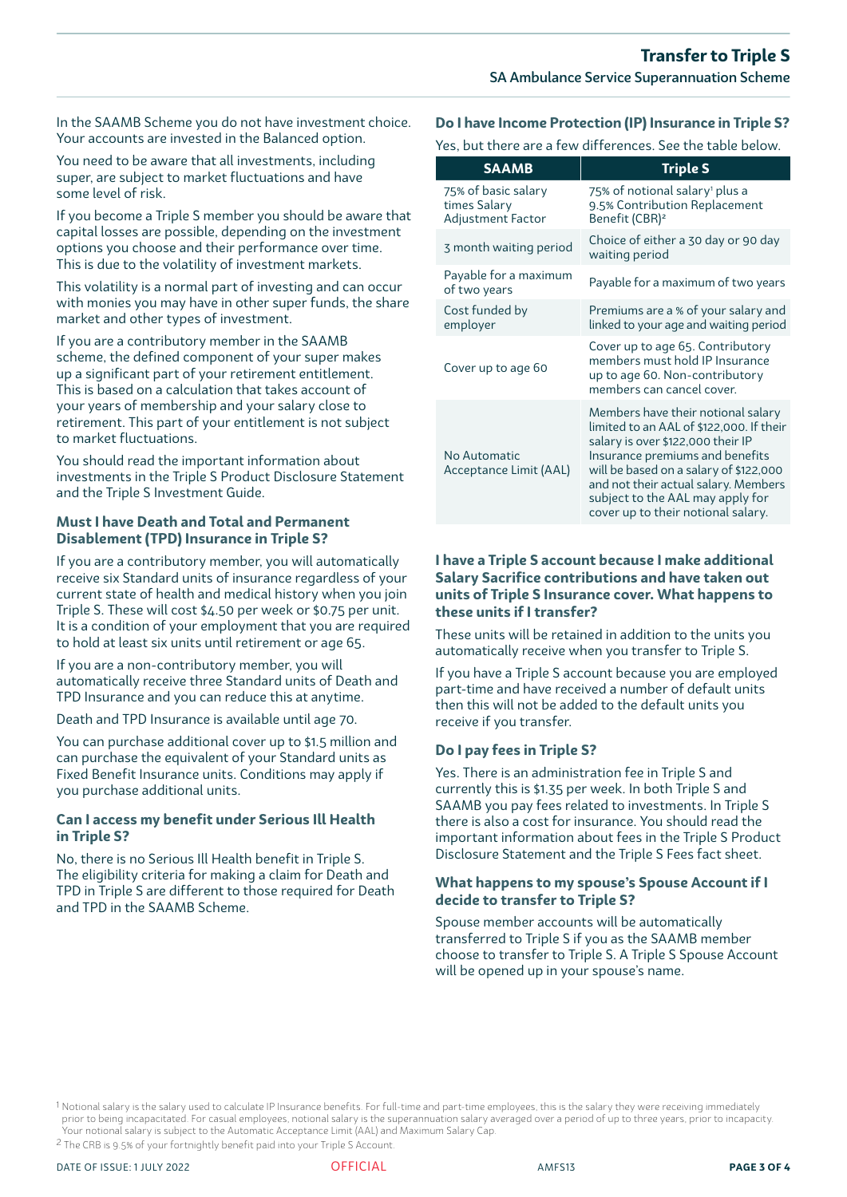In the SAAMB Scheme you do not have investment choice. Your accounts are invested in the Balanced option.

You need to be aware that all investments, including super, are subject to market fluctuations and have some level of risk.

If you become a Triple S member you should be aware that capital losses are possible, depending on the investment options you choose and their performance over time. This is due to the volatility of investment markets.

This volatility is a normal part of investing and can occur with monies you may have in other super funds, the share market and other types of investment.

If you are a contributory member in the SAAMB scheme, the defined component of your super makes up a significant part of your retirement entitlement. This is based on a calculation that takes account of your years of membership and your salary close to retirement. This part of your entitlement is not subject to market fluctuations.

You should read the important information about investments in the Triple S Product Disclosure Statement and the Triple S Investment Guide.

### Must I have Death and Total and Permanent Disablement (TPD) Insurance in Triple S?

If you are a contributory member, you will automatically receive six Standard units of insurance regardless of your current state of health and medical history when you join Triple S. These will cost $4.50 per week or $0.75 per unit. It is a condition of your employment that you are required to hold at least six units until retirement or age 65.

If you are a non-contributory member, you will automatically receive three Standard units of Death and TPD Insurance and you can reduce this at anytime.

Death and TPD Insurance is available until age 70.

You can purchase additional cover up to $1.5 million and can purchase the equivalent of your Standard units as Fixed Benefit Insurance units. Conditions may apply if you purchase additional units.

### Can I access my benefit under Serious Ill Health in Triple S?

No, there is no Serious Ill Health benefit in Triple S. The eligibility criteria for making a claim for Death and TPD in Triple S are different to those required for Death and TPD in the SAAMB Scheme.

### Do I have Income Protection (IP) Insurance in Triple S?

Yes, but there are a few differences. See the table below.

| SAAMB | Triple S |
|---|---|
| 75% of basic salary times Salary Adjustment Factor | 75% of notional salary[1] plus a 9.5% Contribution Replacement Benefit (CBR)[2] |
| 3 month waiting period | Choice of either a 30 day or 90 day waiting period |
| Payable for a maximum of two years | Payable for a maximum of two years |
| Cost funded by employer | Premiums are a % of your salary and linked to your age and waiting period |
| Cover up to age 60 | Cover up to age 65. Contributory members must hold IP Insurance up to age 60. Non-contributory members can cancel cover. |
| No Automatic Acceptance Limit (AAL) | Members have their notional salary limited to an AAL of $122,000. If their salary is over $122,000 their IP Insurance premiums and benefits will be based on a salary of $122,000 and not their actual salary. Members subject to the AAL may apply for cover up to their notional salary. |

### I have a Triple S account because I make additional Salary Sacrifice contributions and have taken out units of Triple S Insurance cover. What happens to these units if I transfer?

These units will be retained in addition to the units you automatically receive when you transfer to Triple S.

If you have a Triple S account because you are employed part-time and have received a number of default units then this will not be added to the default units you receive if you transfer.

### Do I pay fees in Triple S?

Yes. There is an administration fee in Triple S and currently this is $1.35 per week. In both Triple S and SAAMB you pay fees related to investments. In Triple S there is also a cost for insurance. You should read the important information about fees in the Triple S Product Disclosure Statement and the Triple S Fees fact sheet.

### What happens to my spouse's Spouse Account if I decide to transfer to Triple S?

Spouse member accounts will be automatically transferred to Triple S if you as the SAAMB member choose to transfer to Triple S. A Triple S Spouse Account will be opened up in your spouse's name.

[1] Notional salary is the salary used to calculate IP Insurance benefits. For full-time and part-time employees, this is the salary they were receiving immediately prior to being incapacitated. For casual employees, notional salary is the superannuation salary averaged over a period of up to three years, prior to incapacity. Your notional salary is subject to the Automatic Acceptance Limit (AAL) and Maximum Salary Cap.

[2] The CRB is 9.5% of your fortnightly benefit paid into your Triple S Account.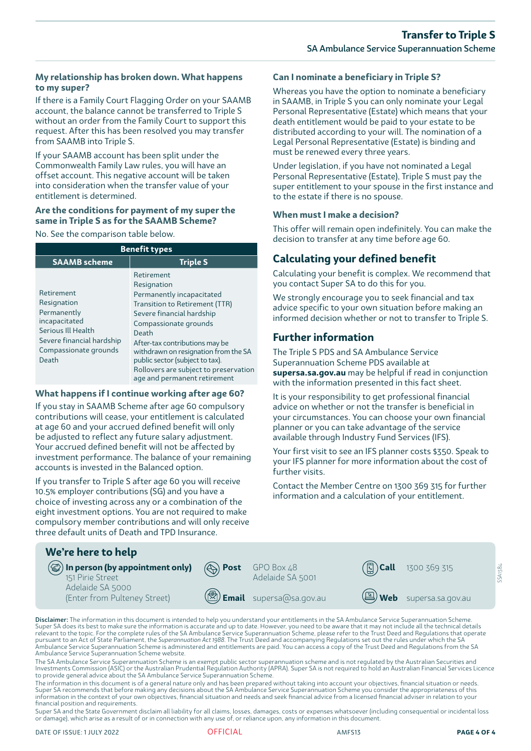### My relationship has broken down. What happens to my super?

If there is a Family Court Flagging Order on your SAAMB account, the balance cannot be transferred to Triple S without an order from the Family Court to support this request. After this has been resolved you may transfer from SAAMB into Triple S.

If your SAAMB account has been split under the Commonwealth Family Law rules, you will have an offset account. This negative account will be taken into consideration when the transfer value of your entitlement is determined.

### Are the conditions for payment of my super the same in Triple S as for the SAAMB Scheme?

No. See the comparison table below.

| Benefit types | |
|---|---|
| **SAAMB scheme** | **Triple S** |
| Retirement<br>Resignation<br>Permanently incapacitated<br>Serious Ill Health<br>Severe financial hardship<br>Compassionate grounds<br>Death | Retirement<br>Resignation<br>Permanently incapacitated<br>Transition to Retirement (TTR)<br>Severe financial hardship<br>Compassionate grounds<br>Death<br>After-tax contributions may be withdrawn on resignation from the SA public sector (subject to tax).<br>Rollovers are subject to preservation age and permanent retirement |

### What happens if I continue working after age 60?

If you stay in SAAMB Scheme after age 60 compulsory contributions will cease, your entitlement is calculated at age 60 and your accrued defined benefit will only be adjusted to reflect any future salary adjustment. Your accrued defined benefit will not be affected by investment performance. The balance of your remaining accounts is invested in the Balanced option.

If you transfer to Triple S after age 60 you will receive 10.5% employer contributions (SG) and you have a choice of investing across any or a combination of the eight investment options. You are not required to make compulsory member contributions and will only receive three default units of Death and TPD Insurance.

### Can I nominate a beneficiary in Triple S?

Whereas you have the option to nominate a beneficiary in SAAMB, in Triple S you can only nominate your Legal Personal Representative (Estate) which means that your death entitlement would be paid to your estate to be distributed according to your will. The nomination of a Legal Personal Representative (Estate) is binding and must be renewed every three years.

Under legislation, if you have not nominated a Legal Personal Representative (Estate), Triple S must pay the super entitlement to your spouse in the first instance and to the estate if there is no spouse.

### When must I make a decision?

This offer will remain open indefinitely. You can make the decision to transfer at any time before age 60.

## Calculating your defined benefit

Calculating your benefit is complex. We recommend that you contact Super SA to do this for you.

We strongly encourage you to seek financial and tax advice specific to your own situation before making an informed decision whether or not to transfer to Triple S.

## Further information

The Triple S PDS and SA Ambulance Service Superannuation Scheme PDS available at **supersa.sa.gov.au** may be helpful if read in conjunction with the information presented in this fact sheet.

It is your responsibility to get professional financial advice on whether or not the transfer is beneficial in your circumstances. You can choose your own financial planner or you can take advantage of the service available through Industry Fund Services (IFS).

Your first visit to see an IFS planner costs $350. Speak to your IFS planner for more information about the cost of further visits.

Contact the Member Centre on 1300 369 315 for further information and a calculation of your entitlement.

## We're here to help

**In person (by appointment only)**
151 Pirie Street
Adelaide SA 5000
(Enter from Pulteney Street)

**Post** GPO Box 48
Adelaide SA 5001

**Email** supersa@sa.gov.au

**Call** 1300 369 315

**Web** supersa.sa.gov.au

SSA1384

**Disclaimer:** The information in this document is intended to help you understand your entitlements in the SA Ambulance Service Superannuation Scheme. Super SA does its best to make sure the information is accurate and up to date. However, you need to be aware that it may not include all the technical details relevant to the topic. For the complete rules of the SA Ambulance Service Superannuation Scheme, please refer to the Trust Deed and Regulations that operate pursuant to an Act of State Parliament, the *Superannuation Act 1988*. The Trust Deed and accompanying Regulations set out the rules under which the SA Ambulance Service Superannuation Scheme is administered and entitlements are paid. You can access a copy of the Trust Deed and Regulations from the SA Ambulance Service Superannuation Scheme website.

The SA Ambulance Service Superannuation Scheme is an exempt public sector superannuation scheme and is not regulated by the Australian Securities and Investments Commission (ASIC) or the Australian Prudential Regulation Authority (APRA). Super SA is not required to hold an Australian Financial Services Licence to provide general advice about the SA Ambulance Service Superannuation Scheme.

The information in this document is of a general nature only and has been prepared without taking into account your objectives, financial situation or needs. Super SA recommends that before making any decisions about the SA Ambulance Service Superannuation Scheme you consider the appropriateness of this information in the context of your own objectives, financial situation and needs and seek financial advice from a licensed financial adviser in relation to your financial position and requirements.

Super SA and the State Government disclaim all liability for all claims, losses, damages, costs or expenses whatsoever (including consequential or incidental loss or damage), which arise as a result of or in connection with any use of, or reliance upon, any information in this document.

DATE OF ISSUE: 1 JULY 2022 OFFICIAL AMFS13